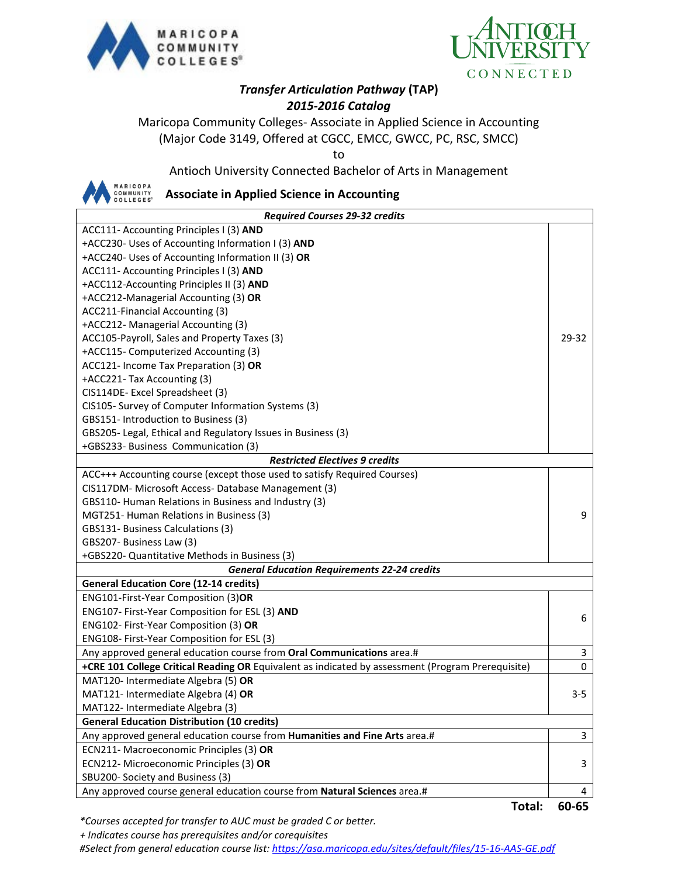*Transfer Articulation Pathway* **(TAP)**

***2015-2016 Catalog***

Maricopa Community Colleges- Associate in Applied Science in Accounting
(Major Code 3149, Offered at CGCC, EMCC, GWCC, PC, RSC, SMCC)

to

Antioch University Connected Bachelor of Arts in Management

## Associate in Applied Science in Accounting

| ***Required Courses 29-32 credits*** | |
|---|---|
| ACC111- Accounting Principles I (3) **AND**<br>+ACC230- Uses of Accounting Information I (3) **AND**<br>+ACC240- Uses of Accounting Information II (3) **OR**<br>ACC111- Accounting Principles I (3) **AND**<br>+ACC112-Accounting Principles II (3) **AND**<br>+ACC212-Managerial Accounting (3) **OR**<br>ACC211-Financial Accounting (3)<br>+ACC212- Managerial Accounting (3)<br>ACC105-Payroll, Sales and Property Taxes (3)<br>+ACC115- Computerized Accounting (3)<br>ACC121- Income Tax Preparation (3) **OR**<br>+ACC221- Tax Accounting (3)<br>CIS114DE- Excel Spreadsheet (3)<br>CIS105- Survey of Computer Information Systems (3)<br>GBS151- Introduction to Business (3)<br>GBS205- Legal, Ethical and Regulatory Issues in Business (3)<br>+GBS233- Business Communication (3) | 29-32 |
| ***Restricted Electives 9 credits*** | |
| ACC+++ Accounting course (except those used to satisfy Required Courses)<br>CIS117DM- Microsoft Access- Database Management (3)<br>GBS110- Human Relations in Business and Industry (3)<br>MGT251- Human Relations in Business (3)<br>GBS131- Business Calculations (3)<br>GBS207- Business Law (3)<br>+GBS220- Quantitative Methods in Business (3) | 9 |
| ***General Education Requirements 22-24 credits*** | |
| **General Education Core (12-14 credits)** | |
| ENG101-First-Year Composition (3)**OR**<br>ENG107- First-Year Composition for ESL (3) **AND**<br>ENG102- First-Year Composition (3) **OR**<br>ENG108- First-Year Composition for ESL (3) | 6 |
| Any approved general education course from **Oral Communications** area.# | 3 |
| **+CRE 101 College Critical Reading OR** Equivalent as indicated by assessment (Program Prerequisite) | 0 |
| MAT120- Intermediate Algebra (5) **OR**<br>MAT121- Intermediate Algebra (4) **OR**<br>MAT122- Intermediate Algebra (3) | 3-5 |
| **General Education Distribution (10 credits)** | |
| Any approved general education course from **Humanities and Fine Arts** area.# | 3 |
| ECN211- Macroeconomic Principles (3) **OR**<br>ECN212- Microeconomic Principles (3) **OR**<br>SBU200- Society and Business (3) | 3 |
| Any approved course general education course from **Natural Sciences** area.# | 4 |
| **Total:** | **60-65** |

*\*Courses accepted for transfer to AUC must be graded C or better.*

*+ Indicates course has prerequisites and/or corequisites*

*#Select from general education course list: https://asa.maricopa.edu/sites/default/files/15-16-AAS-GE.pdf*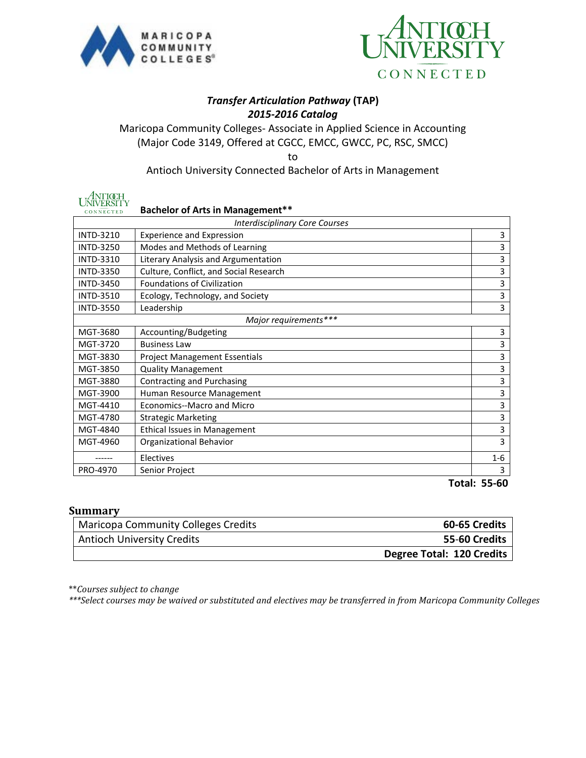***Transfer Articulation Pathway*** **(TAP)**
***2015-2016 Catalog***

Maricopa Community Colleges- Associate in Applied Science in Accounting
(Major Code 3149, Offered at CGCC, EMCC, GWCC, PC, RSC, SMCC)
to
Antioch University Connected Bachelor of Arts in Management

**Bachelor of Arts in Management****

| | | |
|---|---|---|
| | *Interdisciplinary Core Courses* | |
| INTD-3210 | Experience and Expression | 3 |
| INTD-3250 | Modes and Methods of Learning | 3 |
| INTD-3310 | Literary Analysis and Argumentation | 3 |
| INTD-3350 | Culture, Conflict, and Social Research | 3 |
| INTD-3450 | Foundations of Civilization | 3 |
| INTD-3510 | Ecology, Technology, and Society | 3 |
| INTD-3550 | Leadership | 3 |
| | *Major requirements**** | |
| MGT-3680 | Accounting/Budgeting | 3 |
| MGT-3720 | Business Law | 3 |
| MGT-3830 | Project Management Essentials | 3 |
| MGT-3850 | Quality Management | 3 |
| MGT-3880 | Contracting and Purchasing | 3 |
| MGT-3900 | Human Resource Management | 3 |
| MGT-4410 | Economics--Macro and Micro | 3 |
| MGT-4780 | Strategic Marketing | 3 |
| MGT-4840 | Ethical Issues in Management | 3 |
| MGT-4960 | Organizational Behavior | 3 |
| ------ | Electives | 1-6 |
| PRO-4970 | Senior Project | 3 |
| | | **Total: 55-60** |

## Summary

| | |
|---|---|
| Maricopa Community Colleges Credits | **60-65 Credits** |
| Antioch University Credits | **55-60 Credits** |
| | **Degree Total: 120 Credits** |

***Courses subject to change*

****Select courses may be waived or substituted and electives may be transferred in from Maricopa Community Colleges*